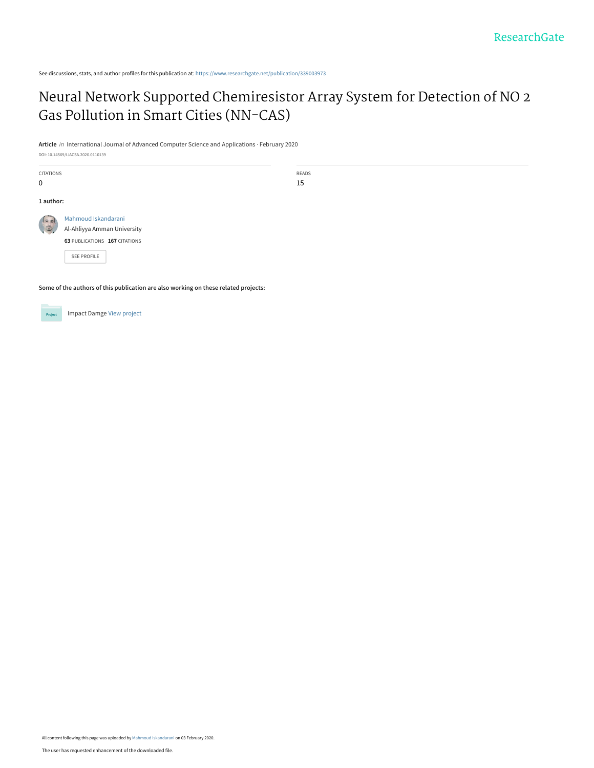See discussions, stats, and author profiles for this publication at: https://www.researchgate.net/publication/339003973

# Neural Network Supported Chemiresistor Array System for Detection of NO 2 Gas Pollution in Smart Cities (NN-CAS)

**Article** *in* International Journal of Advanced Computer Science and Applications · February 2020

DOI: 10.14569/IJACSA.2020.0110139

| CITATIONS | READS |
| --- | --- |
| 0 | 15 |

**1 author:**

Mahmoud Iskandarani
Al-Ahliyya Amman University
**63** PUBLICATIONS **167** CITATIONS

SEE PROFILE

**Some of the authors of this publication are also working on these related projects:**

Impact Damge View project

All content following this page was uploaded by Mahmoud Iskandarani on 03 February 2020.

The user has requested enhancement of the downloaded file.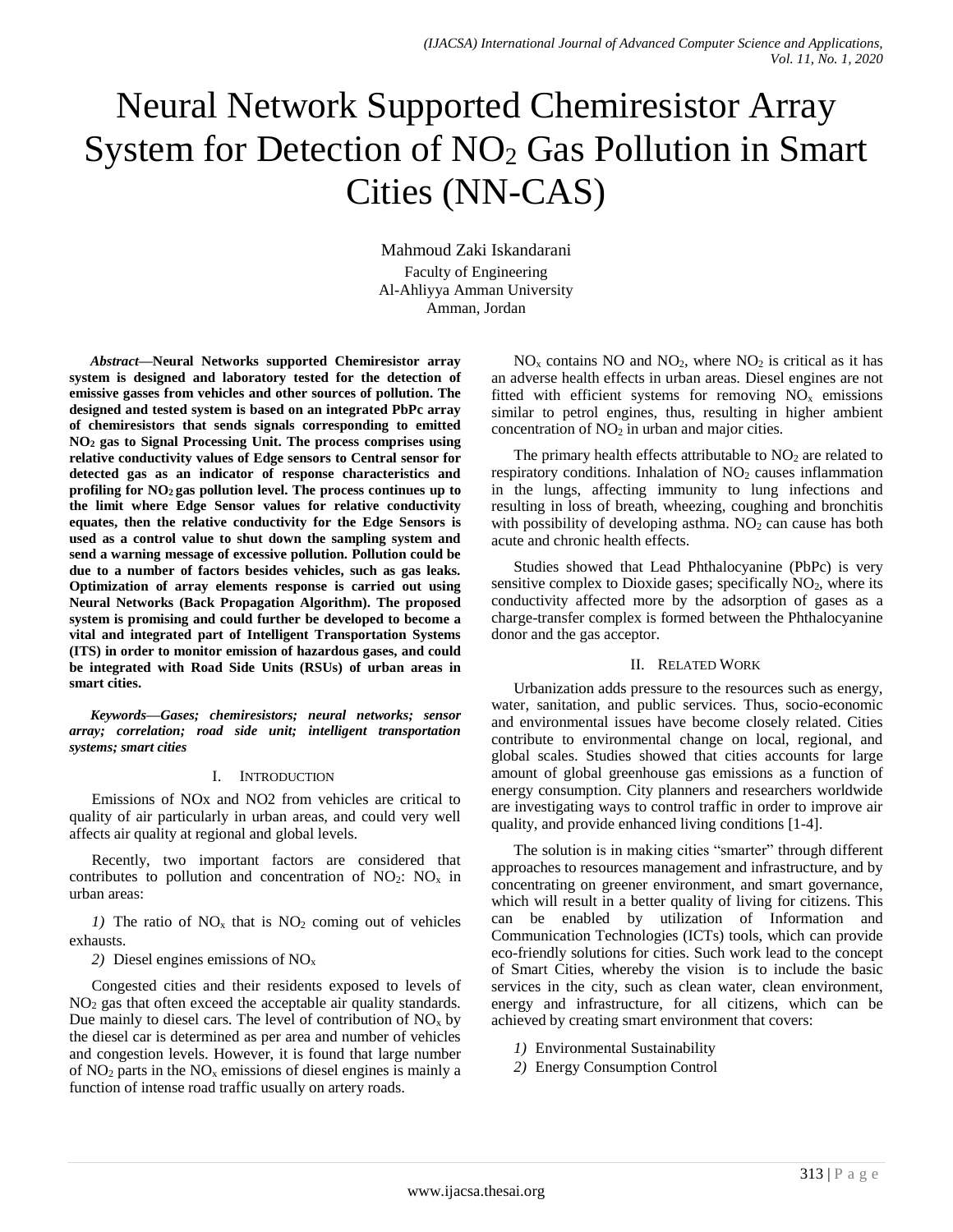# Neural Network Supported Chemiresistor Array System for Detection of $NO_2$ Gas Pollution in Smart Cities (NN-CAS)

Mahmoud Zaki Iskandarani
Faculty of Engineering
Al-Ahliyya Amman University
Amman, Jordan

***Abstract*—Neural Networks supported Chemiresistor array system is designed and laboratory tested for the detection of emissive gasses from vehicles and other sources of pollution. The designed and tested system is based on an integrated PbPc array of chemiresistors that sends signals corresponding to emitted $NO_2$ gas to Signal Processing Unit. The process comprises using relative conductivity values of Edge sensors to Central sensor for detected gas as an indicator of response characteristics and profiling for $NO_2$ gas pollution level. The process continues up to the limit where Edge Sensor values for relative conductivity equates, then the relative conductivity for the Edge Sensors is used as a control value to shut down the sampling system and send a warning message of excessive pollution. Pollution could be due to a number of factors besides vehicles, such as gas leaks. Optimization of array elements response is carried out using Neural Networks (Back Propagation Algorithm). The proposed system is promising and could further be developed to become a vital and integrated part of Intelligent Transportation Systems (ITS) in order to monitor emission of hazardous gases, and could be integrated with Road Side Units (RSUs) of urban areas in smart cities.**

***Keywords*—*Gases; chemiresistors; neural networks; sensor array; correlation; road side unit; intelligent transportation systems; smart cities***

## I. Introduction

Emissions of NOx and NO2 from vehicles are critical to quality of air particularly in urban areas, and could very well affects air quality at regional and global levels.

Recently, two important factors are considered that contributes to pollution and concentration of $NO_2$: $NO_x$ in urban areas:

*1)* The ratio of $NO_x$ that is $NO_2$ coming out of vehicles exhausts.

*2)* Diesel engines emissions of $NO_x$

Congested cities and their residents exposed to levels of $NO_2$ gas that often exceed the acceptable air quality standards. Due mainly to diesel cars. The level of contribution of $NO_x$ by the diesel car is determined as per area and number of vehicles and congestion levels. However, it is found that large number of $NO_2$ parts in the $NO_x$ emissions of diesel engines is mainly a function of intense road traffic usually on artery roads.

$NO_x$ contains NO and $NO_2$, where $NO_2$ is critical as it has an adverse health effects in urban areas. Diesel engines are not fitted with efficient systems for removing $NO_x$ emissions similar to petrol engines, thus, resulting in higher ambient concentration of $NO_2$ in urban and major cities.

The primary health effects attributable to $NO_2$ are related to respiratory conditions. Inhalation of $NO_2$ causes inflammation in the lungs, affecting immunity to lung infections and resulting in loss of breath, wheezing, coughing and bronchitis with possibility of developing asthma. $NO_2$ can cause has both acute and chronic health effects.

Studies showed that Lead Phthalocyanine (PbPc) is very sensitive complex to Dioxide gases; specifically $NO_2$, where its conductivity affected more by the adsorption of gases as a charge-transfer complex is formed between the Phthalocyanine donor and the gas acceptor.

## II. Related Work

Urbanization adds pressure to the resources such as energy, water, sanitation, and public services. Thus, socio-economic and environmental issues have become closely related. Cities contribute to environmental change on local, regional, and global scales. Studies showed that cities accounts for large amount of global greenhouse gas emissions as a function of energy consumption. City planners and researchers worldwide are investigating ways to control traffic in order to improve air quality, and provide enhanced living conditions [1-4].

The solution is in making cities "smarter" through different approaches to resources management and infrastructure, and by concentrating on greener environment, and smart governance, which will result in a better quality of living for citizens. This can be enabled by utilization of Information and Communication Technologies (ICTs) tools, which can provide eco-friendly solutions for cities. Such work lead to the concept of Smart Cities, whereby the vision is to include the basic services in the city, such as clean water, clean environment, energy and infrastructure, for all citizens, which can be achieved by creating smart environment that covers:

*1)* Environmental Sustainability

*2)* Energy Consumption Control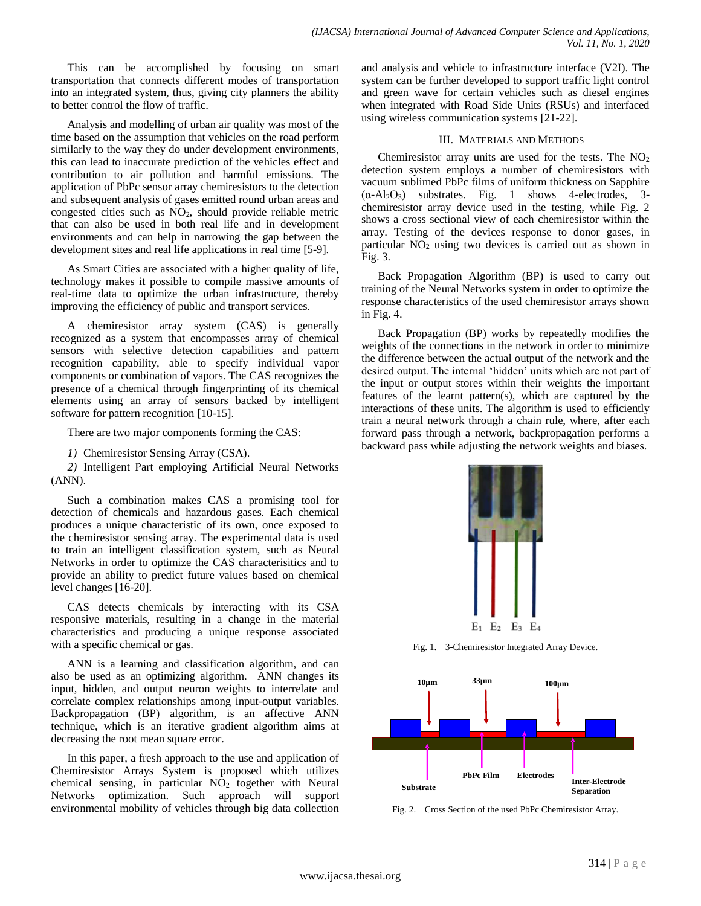This can be accomplished by focusing on smart transportation that connects different modes of transportation into an integrated system, thus, giving city planners the ability to better control the flow of traffic.

Analysis and modelling of urban air quality was most of the time based on the assumption that vehicles on the road perform similarly to the way they do under development environments, this can lead to inaccurate prediction of the vehicles effect and contribution to air pollution and harmful emissions. The application of PbPc sensor array chemiresistors to the detection and subsequent analysis of gases emitted round urban areas and congested cities such as $NO_2$, should provide reliable metric that can also be used in both real life and in development environments and can help in narrowing the gap between the development sites and real life applications in real time [5-9].

As Smart Cities are associated with a higher quality of life, technology makes it possible to compile massive amounts of real-time data to optimize the urban infrastructure, thereby improving the efficiency of public and transport services.

A chemiresistor array system (CAS) is generally recognized as a system that encompasses array of chemical sensors with selective detection capabilities and pattern recognition capability, able to specify individual vapor components or combination of vapors. The CAS recognizes the presence of a chemical through fingerprinting of its chemical elements using an array of sensors backed by intelligent software for pattern recognition [10-15].

There are two major components forming the CAS:

*1)* Chemiresistor Sensing Array (CSA).

*2)* Intelligent Part employing Artificial Neural Networks (ANN).

Such a combination makes CAS a promising tool for detection of chemicals and hazardous gases. Each chemical produces a unique characteristic of its own, once exposed to the chemiresistor sensing array. The experimental data is used to train an intelligent classification system, such as Neural Networks in order to optimize the CAS characterisitics and to provide an ability to predict future values based on chemical level changes [16-20].

CAS detects chemicals by interacting with its CSA responsive materials, resulting in a change in the material characteristics and producing a unique response associated with a specific chemical or gas.

ANN is a learning and classification algorithm, and can also be used as an optimizing algorithm. ANN changes its input, hidden, and output neuron weights to interrelate and correlate complex relationships among input-output variables. Backpropagation (BP) algorithm, is an affective ANN technique, which is an iterative gradient algorithm aims at decreasing the root mean square error.

In this paper, a fresh approach to the use and application of Chemiresistor Arrays System is proposed which utilizes chemical sensing, in particular $NO_2$ together with Neural Networks optimization. Such approach will support environmental mobility of vehicles through big data collection and analysis and vehicle to infrastructure interface (V2I). The system can be further developed to support traffic light control and green wave for certain vehicles such as diesel engines when integrated with Road Side Units (RSUs) and interfaced using wireless communication systems [21-22].

## III. Materials and Methods

Chemiresistor array units are used for the tests. The $NO_2$ detection system employs a number of chemiresistors with vacuum sublimed PbPc films of uniform thickness on Sapphire ($\alpha$-$Al_2O_3$) substrates. Fig. 1 shows 4-electrodes, 3-chemiresistor array device used in the testing, while Fig. 2 shows a cross sectional view of each chemiresistor within the array. Testing of the devices response to donor gases, in particular $NO_2$ using two devices is carried out as shown in Fig. 3.

Back Propagation Algorithm (BP) is used to carry out training of the Neural Networks system in order to optimize the response characteristics of the used chemiresistor arrays shown in Fig. 4.

Back Propagation (BP) works by repeatedly modifies the weights of the connections in the network in order to minimize the difference between the actual output of the network and the desired output. The internal 'hidden' units which are not part of the input or output stores within their weights the important features of the learnt pattern(s), which are captured by the interactions of these units. The algorithm is used to efficiently train a neural network through a chain rule, where, after each forward pass through a network, backpropagation performs a backward pass while adjusting the network weights and biases.

$E_1$ $E_2$ $E_3$ $E_4$

Fig. 1. 3-Chemiresistor Integrated Array Device.

10µm 33µm 100µm

Substrate PbPc Film Electrodes Inter-Electrode Separation

Fig. 2. Cross Section of the used PbPc Chemiresistor Array.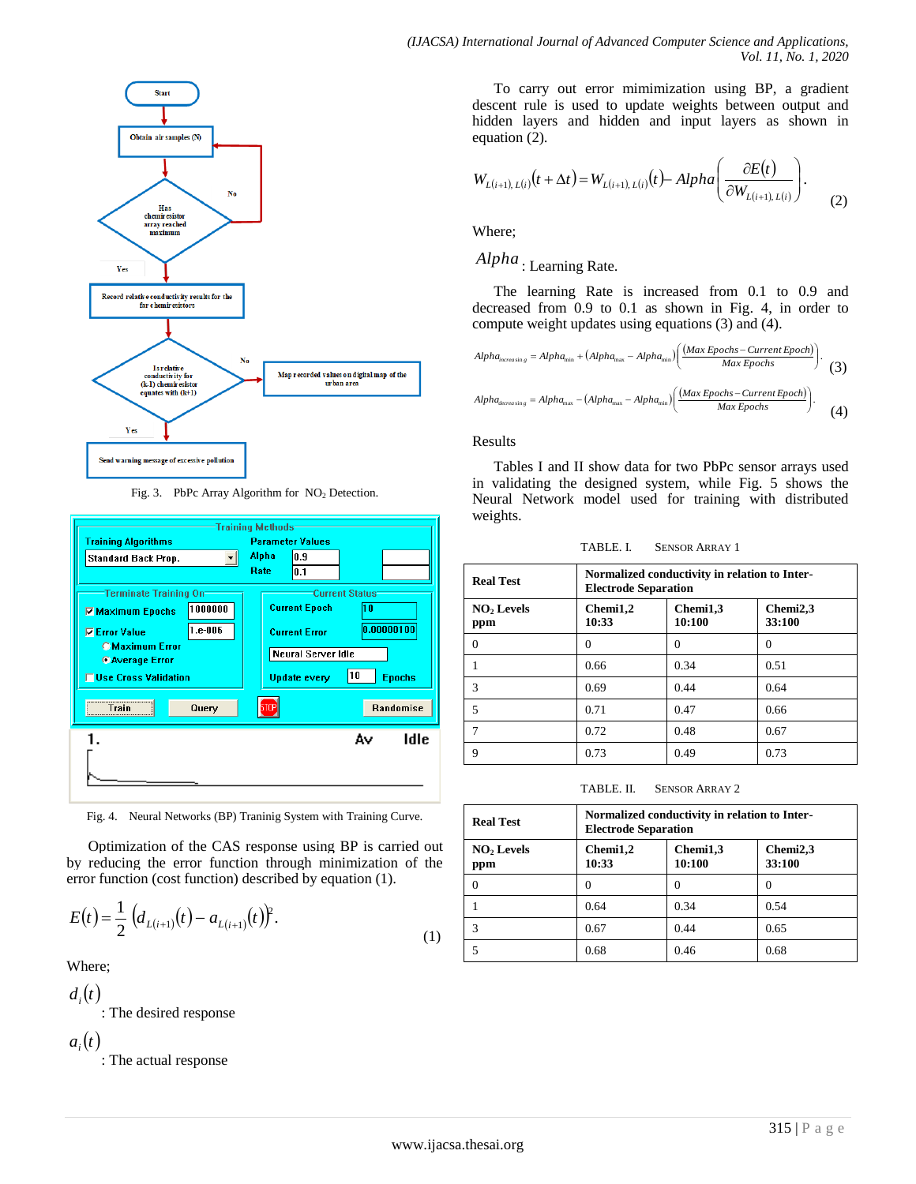Fig. 3. PbPc Array Algorithm for $NO_2$ Detection.

Fig. 4. Neural Networks (BP) Traninig System with Training Curve.

Optimization of the CAS response using BP is carried out by reducing the error function through minimization of the error function (cost function) described by equation (1).

$$E(t) = \frac{1}{2}\left(d_{L(i+1)}(t) - a_{L(i+1)}(t)\right)^2. \tag{1}$$

Where;

$d_i(t)$ : The desired response

$a_i(t)$ : The actual response

To carry out error mimimization using BP, a gradient descent rule is used to update weights between output and hidden layers and hidden and input layers as shown in equation (2).

$$W_{L(i+1),\,L(i)}(t+\Delta t) = W_{L(i+1),\,L(i)}(t) - Alpha\left(\frac{\partial E(t)}{\partial W_{L(i+1),\,L(i)}}\right). \tag{2}$$

Where;

$Alpha$ : Learning Rate.

The learning Rate is increased from 0.1 to 0.9 and decreased from 0.9 to 0.1 as shown in Fig. 4, in order to compute weight updates using equations (3) and (4).

$$Alpha_{increasing} = Alpha_{min} + (Alpha_{max} - Alpha_{min})\left(\frac{(Max\ Epochs - Current\ Epoch)}{Max\ Epochs}\right). \tag{3}$$

$$Alpha_{decreasing} = Alpha_{max} - (Alpha_{max} - Alpha_{min})\left(\frac{(Max\ Epochs - Current\ Epoch)}{Max\ Epochs}\right). \tag{4}$$

Results

Tables I and II show data for two PbPc sensor arrays used in validating the designed system, while Fig. 5 shows the Neural Network model used for training with distributed weights.

TABLE. I. SENSOR ARRAY 1

| **Real Test** | **Normalized conductivity in relation to Inter-Electrode Separation** | | |
|---|---|---|---|
| **$NO_2$ Levels ppm** | **Chemi1,2 10:33** | **Chemi1,3 10:100** | **Chemi2,3 33:100** |
| 0 | 0 | 0 | 0 |
| 1 | 0.66 | 0.34 | 0.51 |
| 3 | 0.69 | 0.44 | 0.64 |
| 5 | 0.71 | 0.47 | 0.66 |
| 7 | 0.72 | 0.48 | 0.67 |
| 9 | 0.73 | 0.49 | 0.73 |

TABLE. II. SENSOR ARRAY 2

| **Real Test** | **Normalized conductivity in relation to Inter-Electrode Separation** | | |
|---|---|---|---|
| **$NO_2$ Levels ppm** | **Chemi1,2 10:33** | **Chemi1,3 10:100** | **Chemi2,3 33:100** |
| 0 | 0 | 0 | 0 |
| 1 | 0.64 | 0.34 | 0.54 |
| 3 | 0.67 | 0.44 | 0.65 |
| 5 | 0.68 | 0.46 | 0.68 |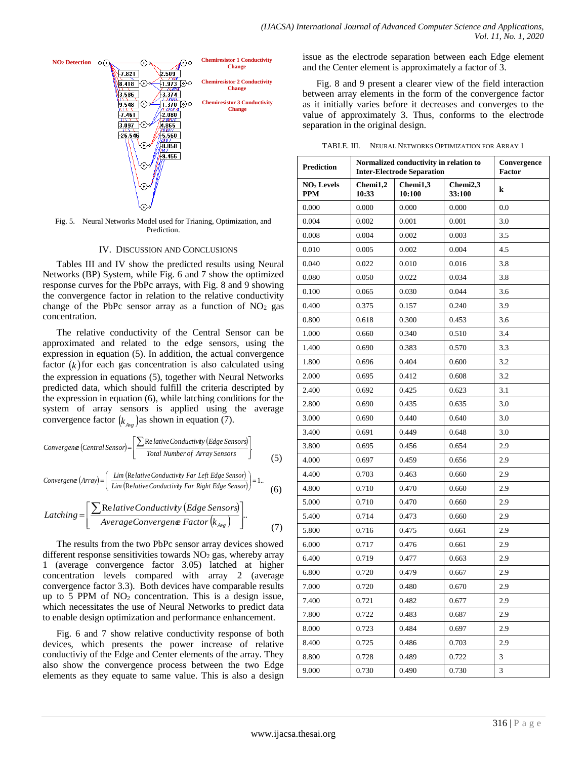NO₂ Detection — Chemiresistor 1 Conductivity Change — Chemiresistor 2 Conductivity Change — Chemiresistor 3 Conductivity Change

Fig. 5. Neural Networks Model used for Trianing, Optimization, and Prediction.

## IV. Discussion and Conclusions

Tables III and IV show the predicted results using Neural Networks (BP) System, while Fig. 6 and 7 show the optimized response curves for the PbPc arrays, with Fig. 8 and 9 showing the convergence factor in relation to the relative conductivity change of the PbPc sensor array as a function of $NO_2$ gas concentration.

The relative conductivity of the Central Sensor can be approximated and related to the edge sensors, using the expression in equation (5). In addition, the actual convergence factor $(k)$ for each gas concentration is also calculated using the expression in equations (5), together with Neural Networks predicted data, which should fulfill the criteria descripted by the expression in equation (6), while latching conditions for the system of array sensors is applied using the average convergence factor $(k_{Avg})$ as shown in equation (7).

$$Convergence\left(Central\ Sensor\right) = \left[\frac{\sum Relative\ Conductivity\left(Edge\ Sensors\right)}{Total\ Number\ of\ Array\ Sensors}\right] \tag{5}$$

$$Convergence\left(Array\right) = \left(\frac{Lim\left(Relative\ Conductivity\ Far\ Left\ Edge\ Sensor\right)}{Lim\left(Relative\ Conductivity\ Far\ Right\ Edge\ Sensor\right)}\right) = 1.. \tag{6}$$

$$Latching = \left[\frac{\sum Relative\ Conductivity\left(Edge\ Sensors\right)}{Average\ Convergence\ Factor\left(k_{Avg}\right)}\right].. \tag{7}$$

The results from the two PbPc sensor array devices showed different response sensitivities towards $NO_2$ gas, whereby array 1 (average convergence factor 3.05) latched at higher concentration levels compared with array 2 (average convergence factor 3.3). Both devices have comparable results up to 5 PPM of $NO_2$ concentration. This is a design issue, which necessitates the use of Neural Networks to predict data to enable design optimization and performance enhancement.

Fig. 6 and 7 show relative conductivity response of both devices, which presents the power increase of relative conductiviy of the Edge and Center elements of the array. They also show the convergence process between the two Edge elements as they equate to same value. This is also a design issue as the electrode separation between each Edge element and the Center element is approximately a factor of 3.

Fig. 8 and 9 present a clearer view of the field interaction between array elements in the form of the convergence factor as it initially varies before it decreases and converges to the value of approximately 3. Thus, conforms to the electrode separation in the original design.

TABLE. III. Neural Networks Optimization for Array 1

| Prediction | Normalized conductivity in relation to Inter-Electrode Separation | | | Convergence Factor |
|---|---|---|---|---|
| **$NO_2$ Levels PPM** | **Chemi1,2 10:33** | **Chemi1,3 10:100** | **Chemi2,3 33:100** | **k** |
| 0.000 | 0.000 | 0.000 | 0.000 | 0.0 |
| 0.004 | 0.002 | 0.001 | 0.001 | 3.0 |
| 0.008 | 0.004 | 0.002 | 0.003 | 3.5 |
| 0.010 | 0.005 | 0.002 | 0.004 | 4.5 |
| 0.040 | 0.022 | 0.010 | 0.016 | 3.8 |
| 0.080 | 0.050 | 0.022 | 0.034 | 3.8 |
| 0.100 | 0.065 | 0.030 | 0.044 | 3.6 |
| 0.400 | 0.375 | 0.157 | 0.240 | 3.9 |
| 0.800 | 0.618 | 0.300 | 0.453 | 3.6 |
| 1.000 | 0.660 | 0.340 | 0.510 | 3.4 |
| 1.400 | 0.690 | 0.383 | 0.570 | 3.3 |
| 1.800 | 0.696 | 0.404 | 0.600 | 3.2 |
| 2.000 | 0.695 | 0.412 | 0.608 | 3.2 |
| 2.400 | 0.692 | 0.425 | 0.623 | 3.1 |
| 2.800 | 0.690 | 0.435 | 0.635 | 3.0 |
| 3.000 | 0.690 | 0.440 | 0.640 | 3.0 |
| 3.400 | 0.691 | 0.449 | 0.648 | 3.0 |
| 3.800 | 0.695 | 0.456 | 0.654 | 2.9 |
| 4.000 | 0.697 | 0.459 | 0.656 | 2.9 |
| 4.400 | 0.703 | 0.463 | 0.660 | 2.9 |
| 4.800 | 0.710 | 0.470 | 0.660 | 2.9 |
| 5.000 | 0.710 | 0.470 | 0.660 | 2.9 |
| 5.400 | 0.714 | 0.473 | 0.660 | 2.9 |
| 5.800 | 0.716 | 0.475 | 0.661 | 2.9 |
| 6.000 | 0.717 | 0.476 | 0.661 | 2.9 |
| 6.400 | 0.719 | 0.477 | 0.663 | 2.9 |
| 6.800 | 0.720 | 0.479 | 0.667 | 2.9 |
| 7.000 | 0.720 | 0.480 | 0.670 | 2.9 |
| 7.400 | 0.721 | 0.482 | 0.677 | 2.9 |
| 7.800 | 0.722 | 0.483 | 0.687 | 2.9 |
| 8.000 | 0.723 | 0.484 | 0.697 | 2.9 |
| 8.400 | 0.725 | 0.486 | 0.703 | 2.9 |
| 8.800 | 0.728 | 0.489 | 0.722 | 3 |
| 9.000 | 0.730 | 0.490 | 0.730 | 3 |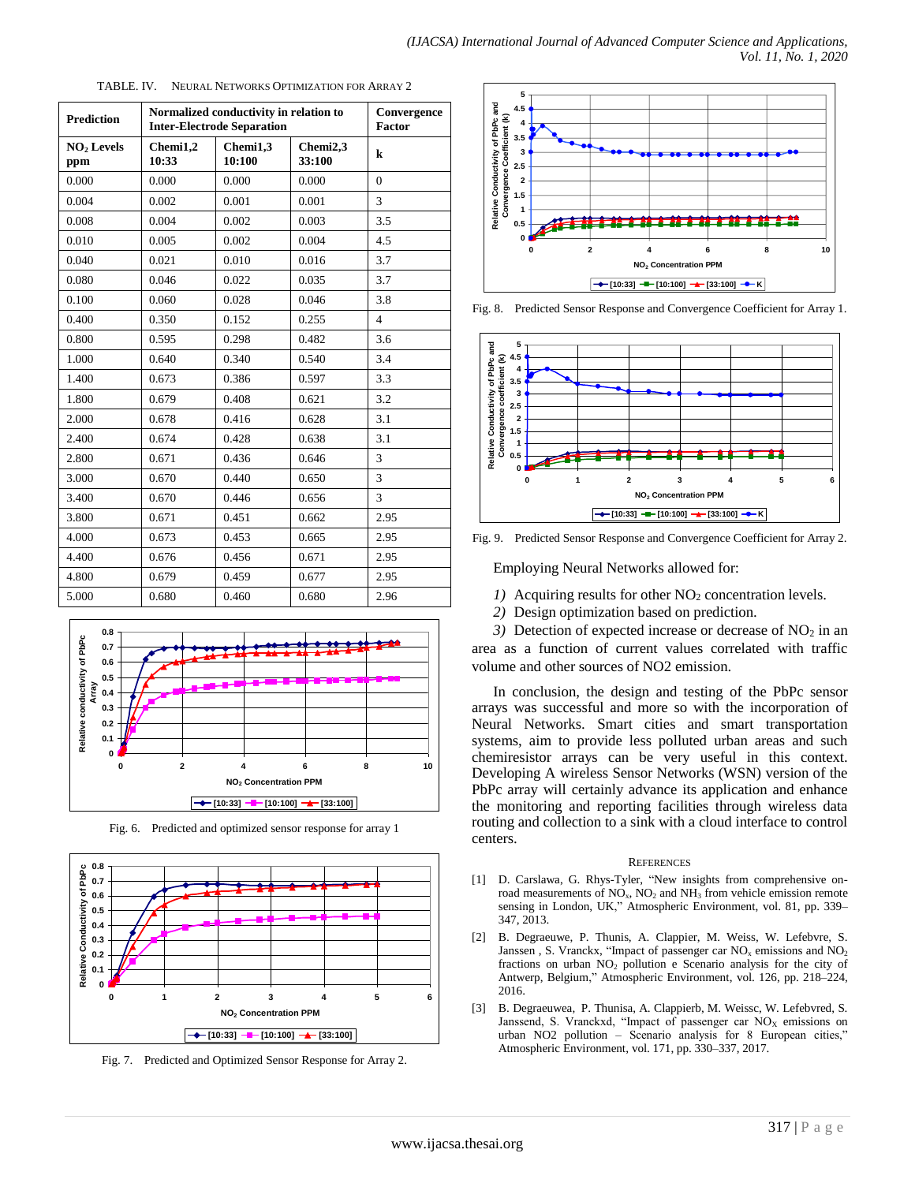TABLE. IV. NEURAL NETWORKS OPTIMIZATION FOR ARRAY 2

| Prediction | Normalized conductivity in relation to Inter-Electrode Separation | | | Convergence Factor |
|---|---|---|---|---|
| $NO_2$ Levels ppm | Chemi1,2 10:33 | Chemi1,3 10:100 | Chemi2,3 33:100 | k |
| 0.000 | 0.000 | 0.000 | 0.000 | 0 |
| 0.004 | 0.002 | 0.001 | 0.001 | 3 |
| 0.008 | 0.004 | 0.002 | 0.003 | 3.5 |
| 0.010 | 0.005 | 0.002 | 0.004 | 4.5 |
| 0.040 | 0.021 | 0.010 | 0.016 | 3.7 |
| 0.080 | 0.046 | 0.022 | 0.035 | 3.7 |
| 0.100 | 0.060 | 0.028 | 0.046 | 3.8 |
| 0.400 | 0.350 | 0.152 | 0.255 | 4 |
| 0.800 | 0.595 | 0.298 | 0.482 | 3.6 |
| 1.000 | 0.640 | 0.340 | 0.540 | 3.4 |
| 1.400 | 0.673 | 0.386 | 0.597 | 3.3 |
| 1.800 | 0.679 | 0.408 | 0.621 | 3.2 |
| 2.000 | 0.678 | 0.416 | 0.628 | 3.1 |
| 2.400 | 0.674 | 0.428 | 0.638 | 3.1 |
| 2.800 | 0.671 | 0.436 | 0.646 | 3 |
| 3.000 | 0.670 | 0.440 | 0.650 | 3 |
| 3.400 | 0.670 | 0.446 | 0.656 | 3 |
| 3.800 | 0.671 | 0.451 | 0.662 | 2.95 |
| 4.000 | 0.673 | 0.453 | 0.665 | 2.95 |
| 4.400 | 0.676 | 0.456 | 0.671 | 2.95 |
| 4.800 | 0.679 | 0.459 | 0.677 | 2.95 |
| 5.000 | 0.680 | 0.460 | 0.680 | 2.96 |

Fig. 6. Predicted and optimized sensor response for array 1

Fig. 7. Predicted and Optimized Sensor Response for Array 2.

Fig. 8. Predicted Sensor Response and Convergence Coefficient for Array 1.

Fig. 9. Predicted Sensor Response and Convergence Coefficient for Array 2.

Employing Neural Networks allowed for:

*1)* Acquiring results for other $NO_2$ concentration levels.

*2)* Design optimization based on prediction.

*3)* Detection of expected increase or decrease of $NO_2$ in an area as a function of current values correlated with traffic volume and other sources of NO2 emission.

In conclusion, the design and testing of the PbPc sensor arrays was successful and more so with the incorporation of Neural Networks. Smart cities and smart transportation systems, aim to provide less polluted urban areas and such chemiresistor arrays can be very useful in this context. Developing A wireless Sensor Networks (WSN) version of the PbPc array will certainly advance its application and enhance the monitoring and reporting facilities through wireless data routing and collection to a sink with a cloud interface to control centers.

## REFERENCES

[1] D. Carslawa, G. Rhys-Tyler, "New insights from comprehensive on-road measurements of $NO_x$, $NO_2$ and $NH_3$ from vehicle emission remote sensing in London, UK," Atmospheric Environment, vol. 81, pp. 339–347, 2013.

[2] B. Degraeuwe, P. Thunis, A. Clappier, M. Weiss, W. Lefebvre, S. Janssen , S. Vranckx, "Impact of passenger car $NO_x$ emissions and $NO_2$ fractions on urban $NO_2$ pollution e Scenario analysis for the city of Antwerp, Belgium," Atmospheric Environment, vol. 126, pp. 218–224, 2016.

[3] B. Degraeuwea, P. Thunisa, A. Clappierb, M. Weissc, W. Lefebvred, S. Janssend, S. Vranckxd, "Impact of passenger car $NO_X$ emissions on urban NO2 pollution – Scenario analysis for 8 European cities," Atmospheric Environment, vol. 171, pp. 330–337, 2017.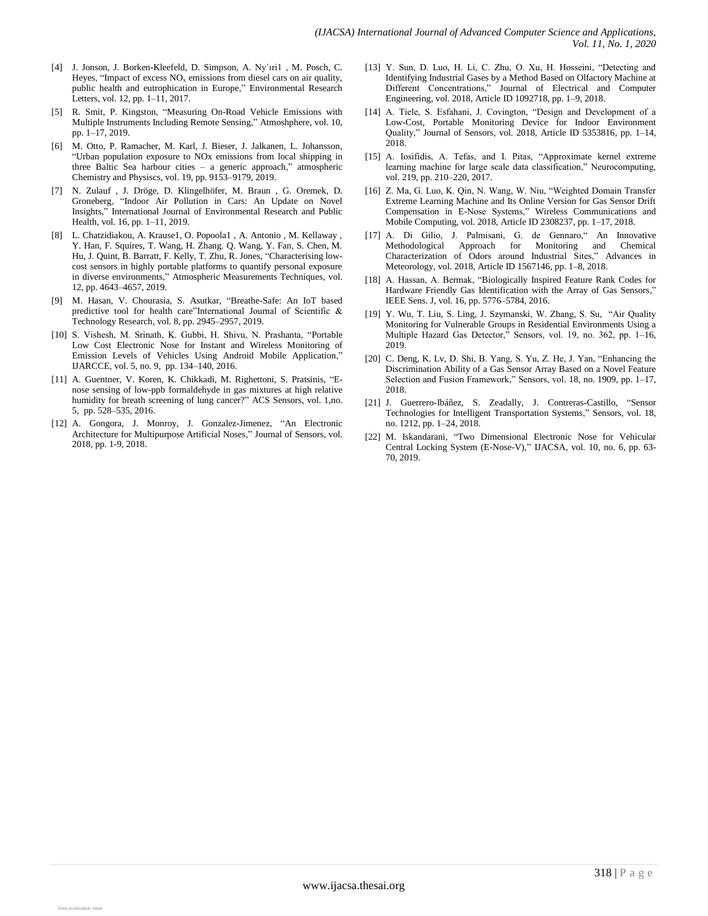[4] J. Jonson, J. Borken-Kleefeld, D. Simpson, A. Ny´ıri1 , M. Posch, C. Heyes, "Impact of excess $NO_x$ emissions from diesel cars on air quality, public health and eutrophication in Europe," Environmental Research Letters, vol. 12, pp. 1–11, 2017.

[5] R. Smit, P. Kingston, "Measuring On-Road Vehicle Emissions with Multiple Instruments Including Remote Sensing," Atmoshphere, vol. 10, pp. 1–17, 2019.

[6] M. Otto, P. Ramacher, M. Karl, J. Bieser, J. Jalkanen, L. Johansson, "Urban population exposure to NOx emissions from local shipping in three Baltic Sea harbour cities – a generic approach," atmospheric Chemistry and Physiscs, vol. 19, pp. 9153–9179, 2019.

[7] N. Zulauf , J. Dröge, D. Klingelhöfer, M. Braun , G. Oremek, D. Groneberg, "Indoor Air Pollution in Cars: An Update on Novel Insights," International Journal of Environmental Research and Public Health, vol. 16, pp. 1–11, 2019.

[8] L. Chatzidiakou, A. Krause1, O. Popoola1 , A. Antonio , M. Kellaway , Y. Han, F. Squires, T. Wang, H. Zhang. Q. Wang, Y. Fan, S. Chen, M. Hu, J. Quint, B. Barratt, F. Kelly, T. Zhu, R. Jones, "Characterising low-cost sensors in highly portable platforms to quantify personal exposure in diverse environments," Atmospheric Measurements Techniques, vol. 12, pp. 4643–4657, 2019.

[9] M. Hasan, V. Chourasia, S. Asutkar, "Breathe-Safe: An IoT based predictive tool for health care"International Journal of Scientific & Technology Research, vol. 8, pp. 2945–2957, 2019.

[10] S. Vishesh, M. Srinath, K. Gubbi, H. Shivu, N. Prashanta, "Portable Low Cost Electronic Nose for Instant and Wireless Monitoring of Emission Levels of Vehicles Using Android Mobile Application," IJARCCE, vol. 5, no. 9, pp. 134–140, 2016.

[11] A. Guentner, V. Koren, K. Chikkadi, M. Righettoni, S. Pratsinis, "E-nose sensing of low-ppb formaldehyde in gas mixtures at high relative humidity for breath screening of lung cancer?" ACS Sensors, vol. 1,no. 5, pp. 528–535, 2016.

[12] A. Gongora, J. Monroy, J. Gonzalez-Jimenez, "An Electronic Architecture for Multipurpose Artificial Noses," Journal of Sensors, vol. 2018, pp. 1-9, 2018.

[13] Y. Sun, D. Luo, H. Li, C. Zhu, O. Xu, H. Hosseini, "Detecting and Identifying Industrial Gases by a Method Based on Olfactory Machine at Different Concentrations," Journal of Electrical and Computer Engineering, vol. 2018, Article ID 1092718, pp. 1–9, 2018.

[14] A. Tiele, S. Esfahani, J. Covington, "Design and Development of a Low-Cost, Portable Monitoring Device for Indoor Environment Quality," Journal of Sensors, vol. 2018, Article ID 5353816, pp. 1–14, 2018.

[15] A. Iosifidis, A. Tefas, and I. Pitas, "Approximate kernel extreme learning machine for large scale data classification," Neurocomputing, vol. 219, pp. 210–220, 2017.

[16] Z. Ma, G. Luo, K. Qin, N. Wang, W. Niu, "Weighted Domain Transfer Extreme Learning Machine and Its Online Version for Gas Sensor Drift Compensation in E-Nose Systems," Wireless Communications and Mobile Computing, vol. 2018, Article ID 2308237, pp. 1–17, 2018.

[17] A. Di Gilio, J. Palmisani, G. de Gennaro," An Innovative Methodological Approach for Monitoring and Chemical Characterization of Odors around Industrial Sites," Advances in Meteorology, vol. 2018, Article ID 1567146, pp. 1–8, 2018.

[18] A. Hassan, A. Bermak, "Biologically Inspired Feature Rank Codes for Hardware Friendly Gas Identification with the Array of Gas Sensors," IEEE Sens. J, vol. 16, pp. 5776–5784, 2016.

[19] Y. Wu, T. Liu, S. Ling, J. Szymanski, W. Zhang, S. Su, "Air Quality Monitoring for Vulnerable Groups in Residential Environments Using a Multiple Hazard Gas Detector," Sensors, vol. 19, no. 362, pp. 1–16, 2019.

[20] C. Deng, K. Lv, D. Shi, B. Yang, S. Yu, Z. He, J. Yan, "Enhancing the Discrimination Ability of a Gas Sensor Array Based on a Novel Feature Selection and Fusion Framework," Sensors, vol. 18, no. 1909, pp. 1–17, 2018.

[21] J. Guerrero-Ibáñez, S. Zeadally, J. Contreras-Castillo, "Sensor Technologies for Intelligent Transportation Systems," Sensors, vol. 18, no. 1212, pp. 1–24, 2018.

[22] M. Iskandarani, "Two Dimensional Electronic Nose for Vehicular Central Locking System (E-Nose-V)," IJACSA, vol. 10, no. 6, pp. 63-70, 2019.